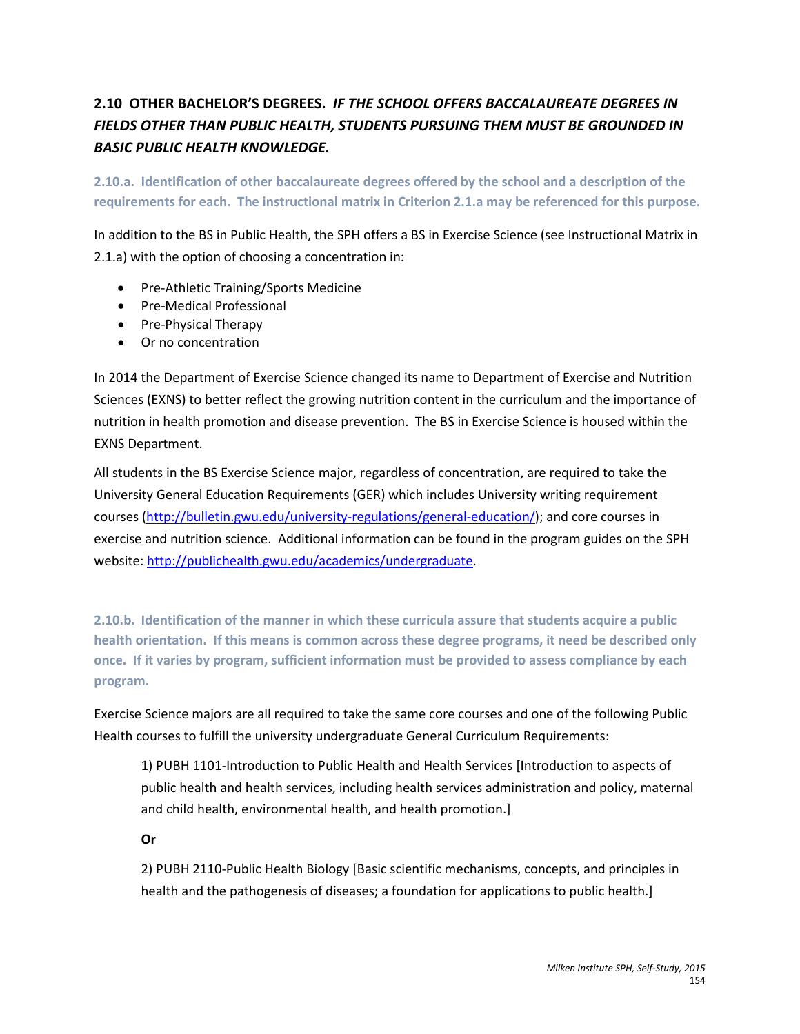## 2.10 OTHER BACHELOR'S DEGREES. *IF THE SCHOOL OFFERS BACCALAUREATE DEGREES IN FIELDS OTHER THAN PUBLIC HEALTH, STUDENTS PURSUING THEM MUST BE GROUNDED IN BASIC PUBLIC HEALTH KNOWLEDGE.*

### 2.10.a. Identification of other baccalaureate degrees offered by the school and a description of the requirements for each. The instructional matrix in Criterion 2.1.a may be referenced for this purpose.

In addition to the BS in Public Health, the SPH offers a BS in Exercise Science (see Instructional Matrix in 2.1.a) with the option of choosing a concentration in:

- Pre-Athletic Training/Sports Medicine
- Pre-Medical Professional
- Pre-Physical Therapy
- Or no concentration

In 2014 the Department of Exercise Science changed its name to Department of Exercise and Nutrition Sciences (EXNS) to better reflect the growing nutrition content in the curriculum and the importance of nutrition in health promotion and disease prevention. The BS in Exercise Science is housed within the EXNS Department.

All students in the BS Exercise Science major, regardless of concentration, are required to take the University General Education Requirements (GER) which includes University writing requirement courses (http://bulletin.gwu.edu/university-regulations/general-education/); and core courses in exercise and nutrition science. Additional information can be found in the program guides on the SPH website: http://publichealth.gwu.edu/academics/undergraduate.

### 2.10.b. Identification of the manner in which these curricula assure that students acquire a public health orientation. If this means is common across these degree programs, it need be described only once. If it varies by program, sufficient information must be provided to assess compliance by each program.

Exercise Science majors are all required to take the same core courses and one of the following Public Health courses to fulfill the university undergraduate General Curriculum Requirements:

1) PUBH 1101-Introduction to Public Health and Health Services [Introduction to aspects of public health and health services, including health services administration and policy, maternal and child health, environmental health, and health promotion.]

**Or**

2) PUBH 2110-Public Health Biology [Basic scientific mechanisms, concepts, and principles in health and the pathogenesis of diseases; a foundation for applications to public health.]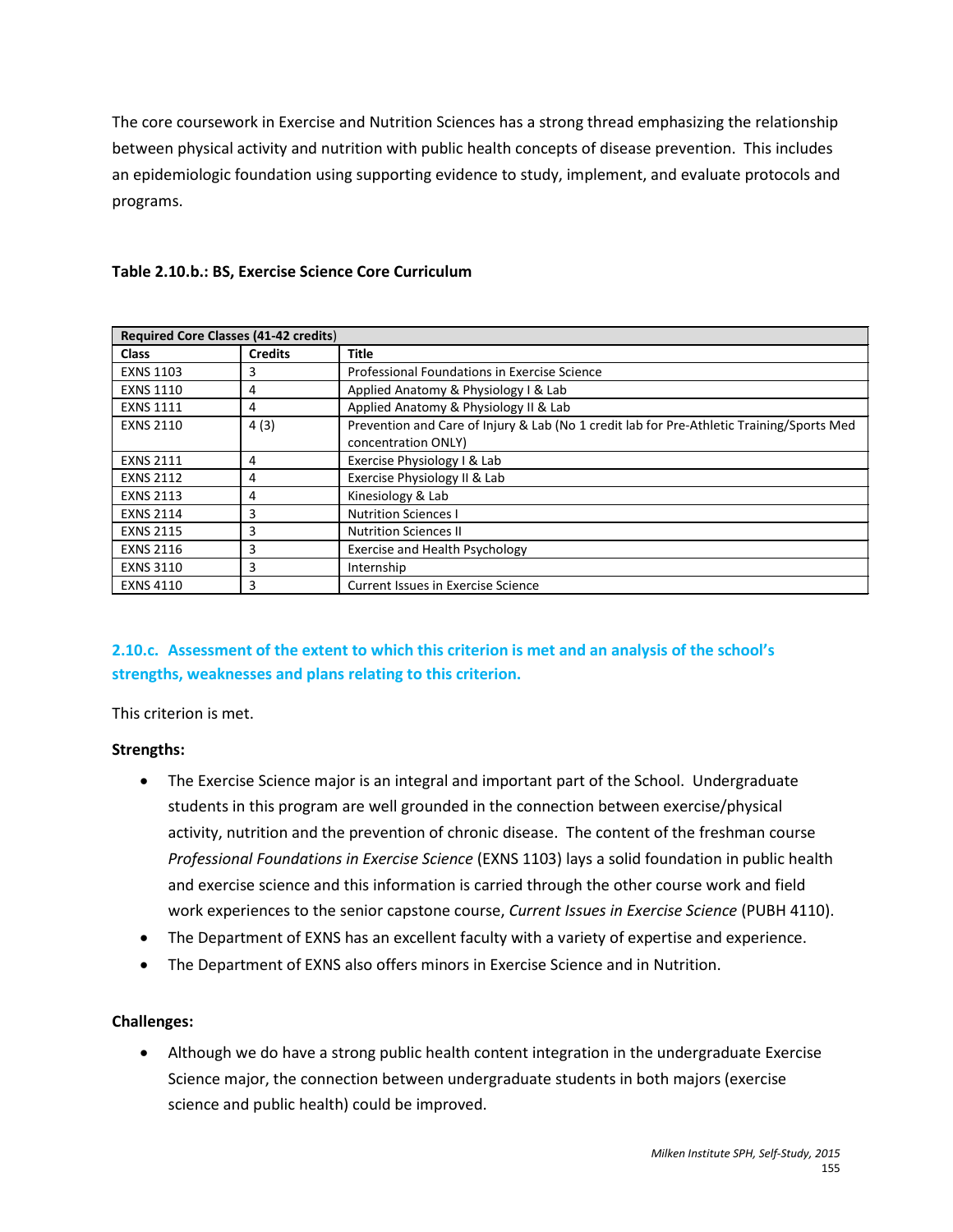The core coursework in Exercise and Nutrition Sciences has a strong thread emphasizing the relationship between physical activity and nutrition with public health concepts of disease prevention. This includes an epidemiologic foundation using supporting evidence to study, implement, and evaluate protocols and programs.

**Table 2.10.b.: BS, Exercise Science Core Curriculum**

| Required Core Classes (41-42 credits) | | |
|---|---|---|
| **Class** | **Credits** | **Title** |
| EXNS 1103 | 3 | Professional Foundations in Exercise Science |
| EXNS 1110 | 4 | Applied Anatomy & Physiology I & Lab |
| EXNS 1111 | 4 | Applied Anatomy & Physiology II & Lab |
| EXNS 2110 | 4 (3) | Prevention and Care of Injury & Lab (No 1 credit lab for Pre-Athletic Training/Sports Med concentration ONLY) |
| EXNS 2111 | 4 | Exercise Physiology I & Lab |
| EXNS 2112 | 4 | Exercise Physiology II & Lab |
| EXNS 2113 | 4 | Kinesiology & Lab |
| EXNS 2114 | 3 | Nutrition Sciences I |
| EXNS 2115 | 3 | Nutrition Sciences II |
| EXNS 2116 | 3 | Exercise and Health Psychology |
| EXNS 3110 | 3 | Internship |
| EXNS 4110 | 3 | Current Issues in Exercise Science |

## 2.10.c. Assessment of the extent to which this criterion is met and an analysis of the school's strengths, weaknesses and plans relating to this criterion.

This criterion is met.

**Strengths:**

- The Exercise Science major is an integral and important part of the School. Undergraduate students in this program are well grounded in the connection between exercise/physical activity, nutrition and the prevention of chronic disease. The content of the freshman course *Professional Foundations in Exercise Science* (EXNS 1103) lays a solid foundation in public health and exercise science and this information is carried through the other course work and field work experiences to the senior capstone course, *Current Issues in Exercise Science* (PUBH 4110).
- The Department of EXNS has an excellent faculty with a variety of expertise and experience.
- The Department of EXNS also offers minors in Exercise Science and in Nutrition.

**Challenges:**

- Although we do have a strong public health content integration in the undergraduate Exercise Science major, the connection between undergraduate students in both majors (exercise science and public health) could be improved.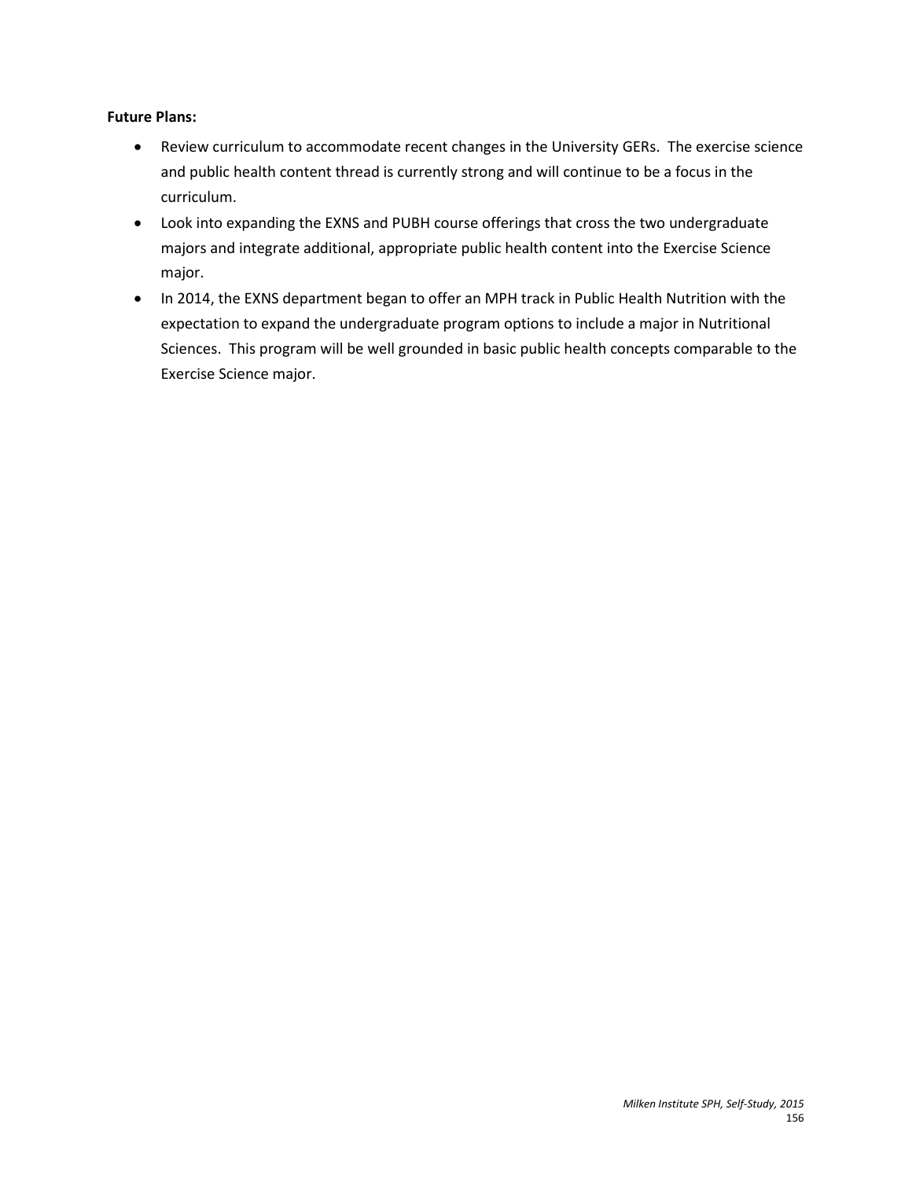**Future Plans:**

- Review curriculum to accommodate recent changes in the University GERs. The exercise science and public health content thread is currently strong and will continue to be a focus in the curriculum.
- Look into expanding the EXNS and PUBH course offerings that cross the two undergraduate majors and integrate additional, appropriate public health content into the Exercise Science major.
- In 2014, the EXNS department began to offer an MPH track in Public Health Nutrition with the expectation to expand the undergraduate program options to include a major in Nutritional Sciences. This program will be well grounded in basic public health concepts comparable to the Exercise Science major.